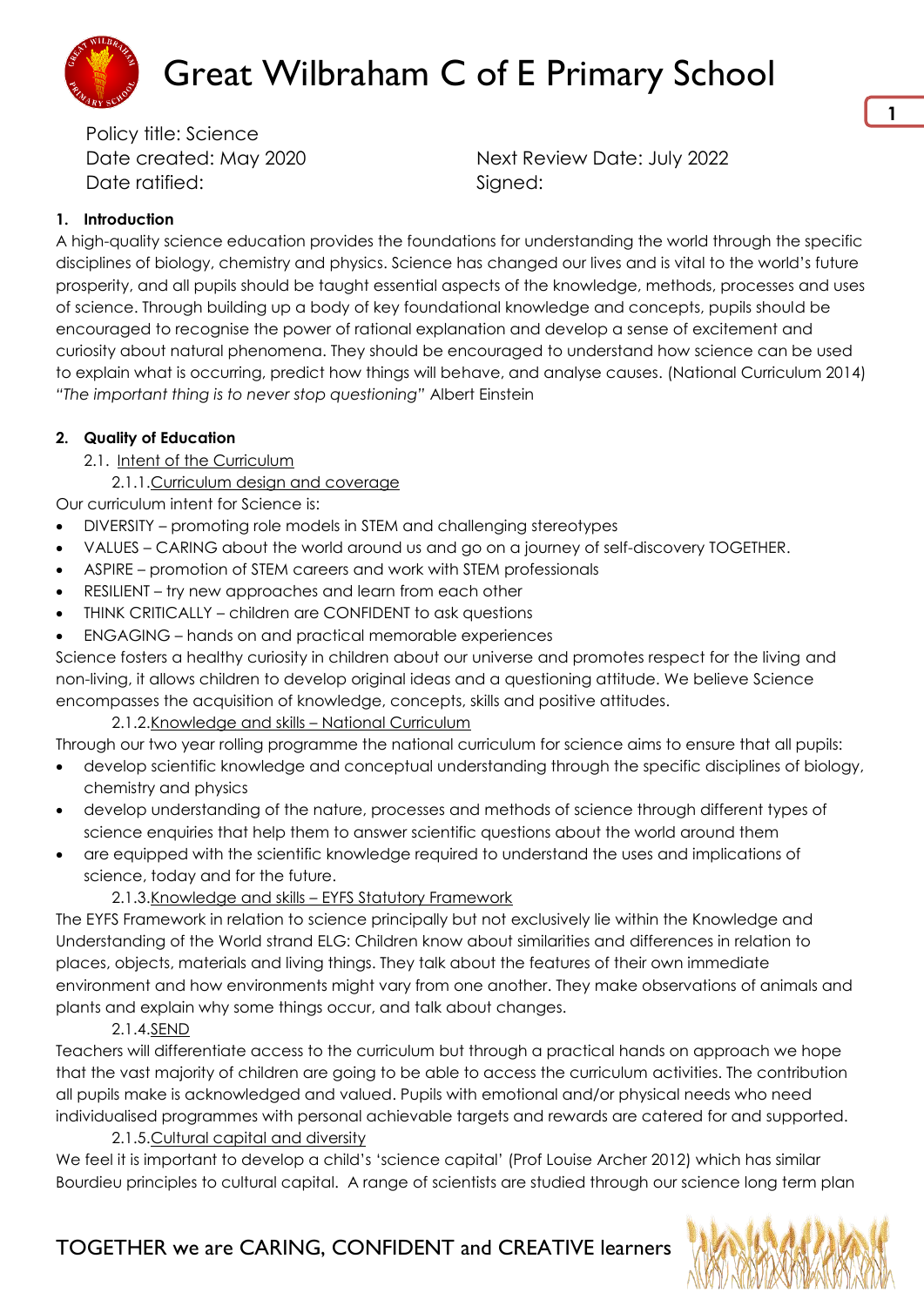# Great Wilbraham C of E Primary School

Policy title: Science
Date created: May 2020 Next Review Date: July 2022
Date ratified: Signed:

## 1. Introduction

A high-quality science education provides the foundations for understanding the world through the specific disciplines of biology, chemistry and physics. Science has changed our lives and is vital to the world's future prosperity, and all pupils should be taught essential aspects of the knowledge, methods, processes and uses of science. Through building up a body of key foundational knowledge and concepts, pupils should be encouraged to recognise the power of rational explanation and develop a sense of excitement and curiosity about natural phenomena. They should be encouraged to understand how science can be used to explain what is occurring, predict how things will behave, and analyse causes. (National Curriculum 2014)
*"The important thing is to never stop questioning"* Albert Einstein

## 2. Quality of Education

### 2.1. Intent of the Curriculum

#### 2.1.1. Curriculum design and coverage

Our curriculum intent for Science is:

- DIVERSITY – promoting role models in STEM and challenging stereotypes
- VALUES – CARING about the world around us and go on a journey of self-discovery TOGETHER.
- ASPIRE – promotion of STEM careers and work with STEM professionals
- RESILIENT – try new approaches and learn from each other
- THINK CRITICALLY – children are CONFIDENT to ask questions
- ENGAGING – hands on and practical memorable experiences

Science fosters a healthy curiosity in children about our universe and promotes respect for the living and non-living, it allows children to develop original ideas and a questioning attitude. We believe Science encompasses the acquisition of knowledge, concepts, skills and positive attitudes.

#### 2.1.2. Knowledge and skills – National Curriculum

Through our two year rolling programme the national curriculum for science aims to ensure that all pupils:

- develop scientific knowledge and conceptual understanding through the specific disciplines of biology, chemistry and physics
- develop understanding of the nature, processes and methods of science through different types of science enquiries that help them to answer scientific questions about the world around them
- are equipped with the scientific knowledge required to understand the uses and implications of science, today and for the future.

#### 2.1.3. Knowledge and skills – EYFS Statutory Framework

The EYFS Framework in relation to science principally but not exclusively lie within the Knowledge and Understanding of the World strand ELG: Children know about similarities and differences in relation to places, objects, materials and living things. They talk about the features of their own immediate environment and how environments might vary from one another. They make observations of animals and plants and explain why some things occur, and talk about changes.

#### 2.1.4. SEND

Teachers will differentiate access to the curriculum but through a practical hands on approach we hope that the vast majority of children are going to be able to access the curriculum activities. The contribution all pupils make is acknowledged and valued. Pupils with emotional and/or physical needs who need individualised programmes with personal achievable targets and rewards are catered for and supported.

#### 2.1.5. Cultural capital and diversity

We feel it is important to develop a child's 'science capital' (Prof Louise Archer 2012) which has similar Bourdieu principles to cultural capital. A range of scientists are studied through our science long term plan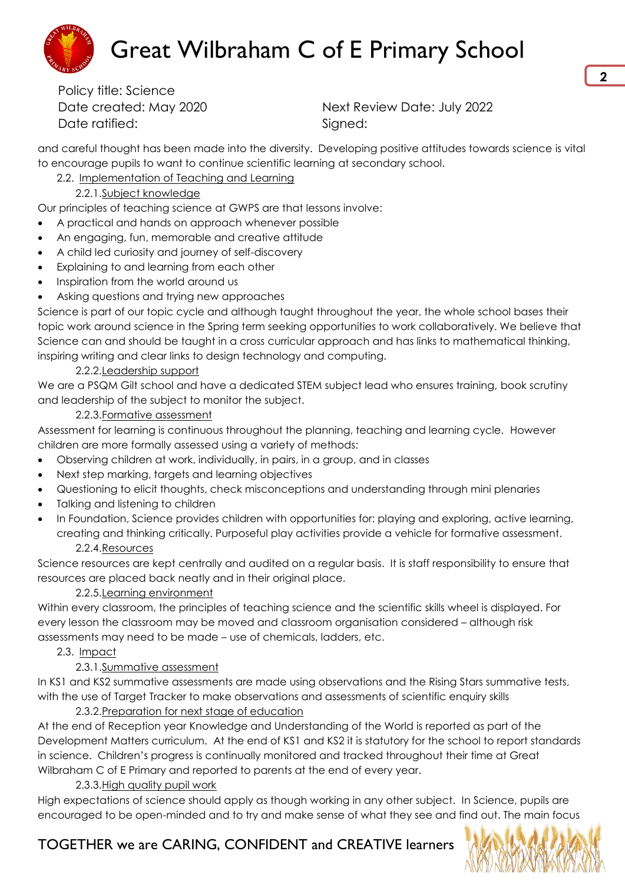and careful thought has been made into the diversity. Developing positive attitudes towards science is vital to encourage pupils to want to continue scientific learning at secondary school.

### 2.2. Implementation of Teaching and Learning

#### 2.2.1. Subject knowledge

Our principles of teaching science at GWPS are that lessons involve:

- A practical and hands on approach whenever possible
- An engaging, fun, memorable and creative attitude
- A child led curiosity and journey of self-discovery
- Explaining to and learning from each other
- Inspiration from the world around us
- Asking questions and trying new approaches

Science is part of our topic cycle and although taught throughout the year, the whole school bases their topic work around science in the Spring term seeking opportunities to work collaboratively. We believe that Science can and should be taught in a cross curricular approach and has links to mathematical thinking, inspiring writing and clear links to design technology and computing.

#### 2.2.2. Leadership support

We are a PSQM Gilt school and have a dedicated STEM subject lead who ensures training, book scrutiny and leadership of the subject to monitor the subject.

#### 2.2.3. Formative assessment

Assessment for learning is continuous throughout the planning, teaching and learning cycle. However children are more formally assessed using a variety of methods:

- Observing children at work, individually, in pairs, in a group, and in classes
- Next step marking, targets and learning objectives
- Questioning to elicit thoughts, check misconceptions and understanding through mini plenaries
- Talking and listening to children
- In Foundation, Science provides children with opportunities for: playing and exploring, active learning, creating and thinking critically. Purposeful play activities provide a vehicle for formative assessment.

#### 2.2.4. Resources

Science resources are kept centrally and audited on a regular basis. It is staff responsibility to ensure that resources are placed back neatly and in their original place.

#### 2.2.5. Learning environment

Within every classroom, the principles of teaching science and the scientific skills wheel is displayed. For every lesson the classroom may be moved and classroom organisation considered – although risk assessments may need to be made – use of chemicals, ladders, etc.

### 2.3. Impact

#### 2.3.1. Summative assessment

In KS1 and KS2 summative assessments are made using observations and the Rising Stars summative tests, with the use of Target Tracker to make observations and assessments of scientific enquiry skills

#### 2.3.2. Preparation for next stage of education

At the end of Reception year Knowledge and Understanding of the World is reported as part of the Development Matters curriculum. At the end of KS1 and KS2 it is statutory for the school to report standards in science. Children's progress is continually monitored and tracked throughout their time at Great Wilbraham C of E Primary and reported to parents at the end of every year.

#### 2.3.3. High quality pupil work

High expectations of science should apply as though working in any other subject. In Science, pupils are encouraged to be open-minded and to try and make sense of what they see and find out. The main focus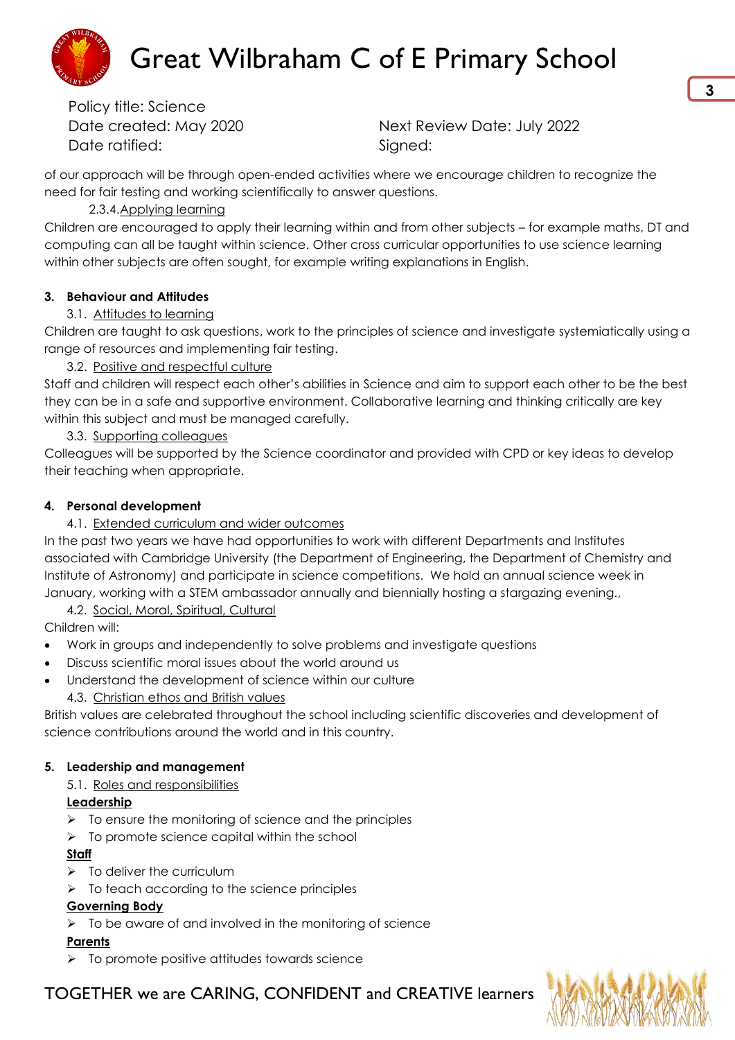Policy title: Science
Date created: May 2020 | Next Review Date: July 2022
Date ratified: | Signed:

of our approach will be through open-ended activities where we encourage children to recognize the need for fair testing and working scientifically to answer questions.

2.3.4. Applying learning

Children are encouraged to apply their learning within and from other subjects – for example maths, DT and computing can all be taught within science. Other cross curricular opportunities to use science learning within other subjects are often sought, for example writing explanations in English.

## 3. Behaviour and Attitudes

3.1. Attitudes to learning

Children are taught to ask questions, work to the principles of science and investigate systemiatically using a range of resources and implementing fair testing.

3.2. Positive and respectful culture

Staff and children will respect each other's abilities in Science and aim to support each other to be the best they can be in a safe and supportive environment. Collaborative learning and thinking critically are key within this subject and must be managed carefully.

3.3. Supporting colleagues

Colleagues will be supported by the Science coordinator and provided with CPD or key ideas to develop their teaching when appropriate.

## 4. Personal development

4.1. Extended curriculum and wider outcomes

In the past two years we have had opportunities to work with different Departments and Institutes associated with Cambridge University (the Department of Engineering, the Department of Chemistry and Institute of Astronomy) and participate in science competitions. We hold an annual science week in January, working with a STEM ambassador annually and biennially hosting a stargazing evening.,

4.2. Social, Moral, Spiritual, Cultural

Children will:

- Work in groups and independently to solve problems and investigate questions
- Discuss scientific moral issues about the world around us
- Understand the development of science within our culture

4.3. Christian ethos and British values

British values are celebrated throughout the school including scientific discoveries and development of science contributions around the world and in this country.

## 5. Leadership and management

5.1. Roles and responsibilities

**Leadership**

- To ensure the monitoring of science and the principles
- To promote science capital within the school

**Staff**

- To deliver the curriculum
- To teach according to the science principles

**Governing Body**

- To be aware of and involved in the monitoring of science

**Parents**

- To promote positive attitudes towards science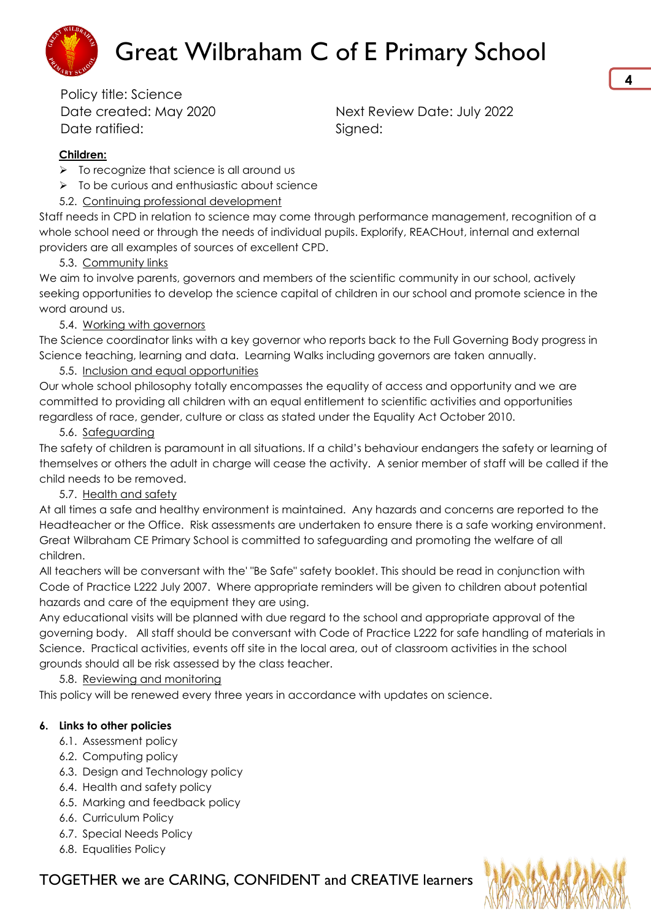Policy title: Science
Date created: May 2020 Next Review Date: July 2022
Date ratified: Signed:

**Children:**

- To recognize that science is all around us
- To be curious and enthusiastic about science

5.2. Continuing professional development

Staff needs in CPD in relation to science may come through performance management, recognition of a whole school need or through the needs of individual pupils. Explorify, REACHout, internal and external providers are all examples of sources of excellent CPD.

5.3. Community links

We aim to involve parents, governors and members of the scientific community in our school, actively seeking opportunities to develop the science capital of children in our school and promote science in the word around us.

5.4. Working with governors

The Science coordinator links with a key governor who reports back to the Full Governing Body progress in Science teaching, learning and data. Learning Walks including governors are taken annually.

5.5. Inclusion and equal opportunities

Our whole school philosophy totally encompasses the equality of access and opportunity and we are committed to providing all children with an equal entitlement to scientific activities and opportunities regardless of race, gender, culture or class as stated under the Equality Act October 2010.

5.6. Safeguarding

The safety of children is paramount in all situations. If a child's behaviour endangers the safety or learning of themselves or others the adult in charge will cease the activity. A senior member of staff will be called if the child needs to be removed.

5.7. Health and safety

At all times a safe and healthy environment is maintained. Any hazards and concerns are reported to the Headteacher or the Office. Risk assessments are undertaken to ensure there is a safe working environment. Great Wilbraham CE Primary School is committed to safeguarding and promoting the welfare of all children.

All teachers will be conversant with the' "Be Safe" safety booklet. This should be read in conjunction with Code of Practice L222 July 2007. Where appropriate reminders will be given to children about potential hazards and care of the equipment they are using.

Any educational visits will be planned with due regard to the school and appropriate approval of the governing body. All staff should be conversant with Code of Practice L222 for safe handling of materials in Science. Practical activities, events off site in the local area, out of classroom activities in the school grounds should all be risk assessed by the class teacher.

5.8. Reviewing and monitoring

This policy will be renewed every three years in accordance with updates on science.

**6. Links to other policies**

6.1. Assessment policy
6.2. Computing policy
6.3. Design and Technology policy
6.4. Health and safety policy
6.5. Marking and feedback policy
6.6. Curriculum Policy
6.7. Special Needs Policy
6.8. Equalities Policy